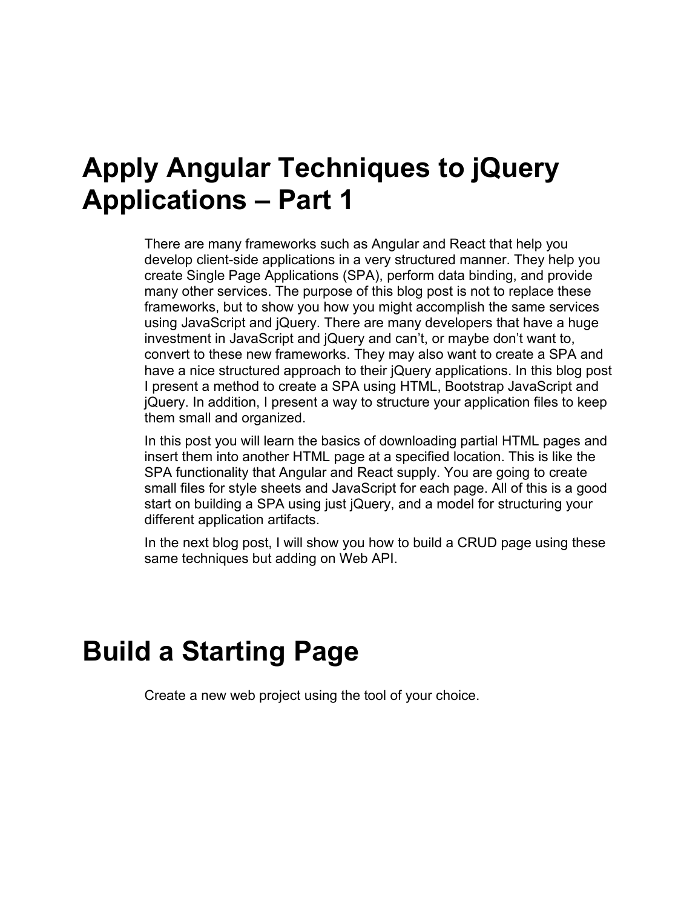# Apply Angular Techniques to jQuery Applications – Part 1

There are many frameworks such as Angular and React that help you develop client-side applications in a very structured manner. They help you create Single Page Applications (SPA), perform data binding, and provide many other services. The purpose of this blog post is not to replace these frameworks, but to show you how you might accomplish the same services using JavaScript and jQuery. There are many developers that have a huge investment in JavaScript and jQuery and can't, or maybe don't want to, convert to these new frameworks. They may also want to create a SPA and have a nice structured approach to their jQuery applications. In this blog post I present a method to create a SPA using HTML, Bootstrap JavaScript and jQuery. In addition, I present a way to structure your application files to keep them small and organized.

In this post you will learn the basics of downloading partial HTML pages and insert them into another HTML page at a specified location. This is like the SPA functionality that Angular and React supply. You are going to create small files for style sheets and JavaScript for each page. All of this is a good start on building a SPA using just jQuery, and a model for structuring your different application artifacts.

In the next blog post, I will show you how to build a CRUD page using these same techniques but adding on Web API.

# Build a Starting Page

Create a new web project using the tool of your choice.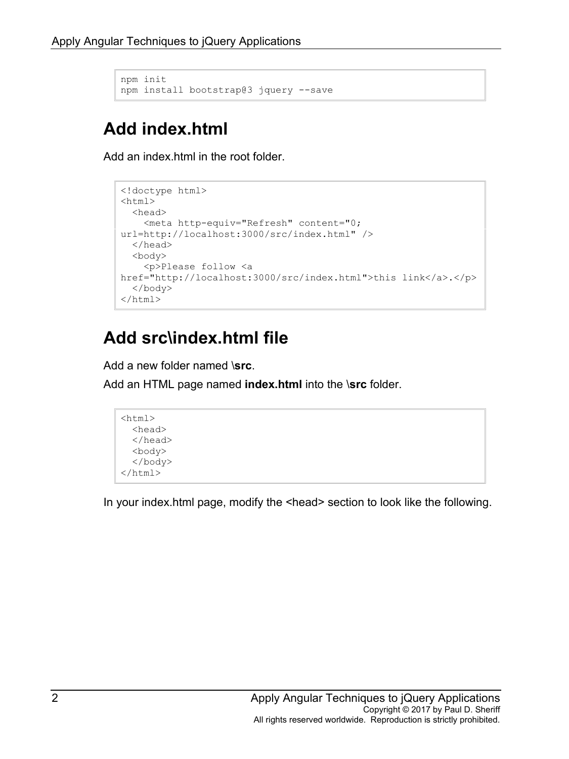```
npm init
npm install bootstrap@3 jquery --save
```

## Add index.html

Add an index.html in the root folder.

```
<!doctype html>
<html>
  <head>
    <meta http-equiv="Refresh" content="0; 
url=http://localhost:3000/src/index.html" />
  </head>
  <body>
    <p>Please follow <a 
href="http://localhost:3000/src/index.html">this link</a>.</p>
  </body>
</html>
```

## Add src\index.html file

Add a new folder named **\src**.

Add an HTML page named **index.html** into the **\src** folder.

```
<html>
  <head>
  </head>
  <body>
  </body>
</html>
```

In your index.html page, modify the <head> section to look like the following.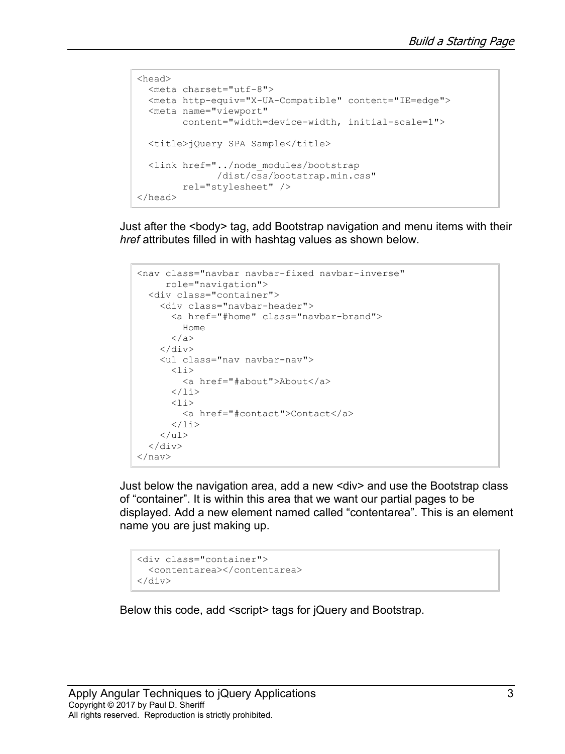```
<head>
  <meta charset="utf-8">
  <meta http-equiv="X-UA-Compatible" content="IE=edge">
  <meta name="viewport"
        content="width=device-width, initial-scale=1">

  <title>jQuery SPA Sample</title>

  <link href="../node_modules/bootstrap
              /dist/css/bootstrap.min.css"
        rel="stylesheet" />
</head>
```

Just after the <body> tag, add Bootstrap navigation and menu items with their *href* attributes filled in with hashtag values as shown below.

```
<nav class="navbar navbar-fixed navbar-inverse"
     role="navigation">
  <div class="container">
    <div class="navbar-header">
      <a href="#home" class="navbar-brand">
        Home
      </a>
    </div>
    <ul class="nav navbar-nav">
      <li>
        <a href="#about">About</a>
      </li>
      <li>
        <a href="#contact">Contact</a>
      </li>
    </ul>
  </div>
</nav>
```

Just below the navigation area, add a new <div> and use the Bootstrap class of "container". It is within this area that we want our partial pages to be displayed. Add a new element named called "contentarea". This is an element name you are just making up.

```
<div class="container">
  <contentarea></contentarea>
</div>
```

Below this code, add <script> tags for jQuery and Bootstrap.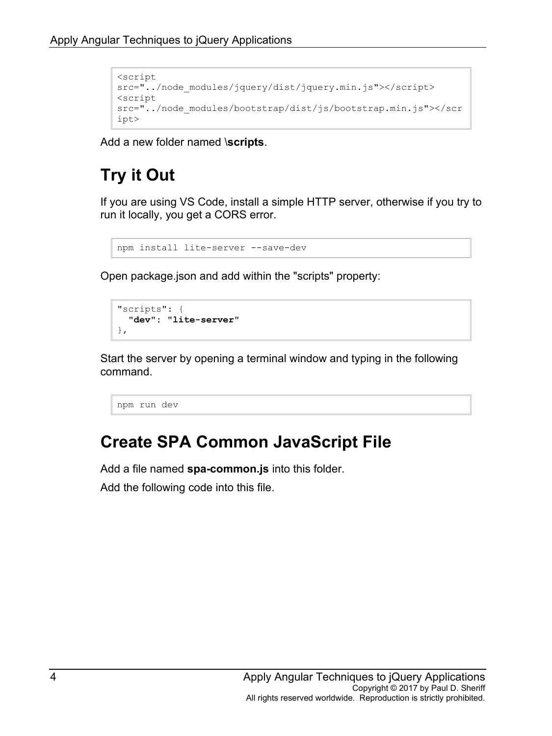```
<script
src="../node_modules/jquery/dist/jquery.min.js"></script>
<script
src="../node_modules/bootstrap/dist/js/bootstrap.min.js"></script>
```

Add a new folder named **\scripts**.

## Try it Out

If you are using VS Code, install a simple HTTP server, otherwise if you try to run it locally, you get a CORS error.

```
npm install lite-server --save-dev
```

Open package.json and add within the "scripts" property:

```
"scripts": {
  "dev": "lite-server"
},
```

Start the server by opening a terminal window and typing in the following command.

```
npm run dev
```

## Create SPA Common JavaScript File

Add a file named **spa-common.js** into this folder.

Add the following code into this file.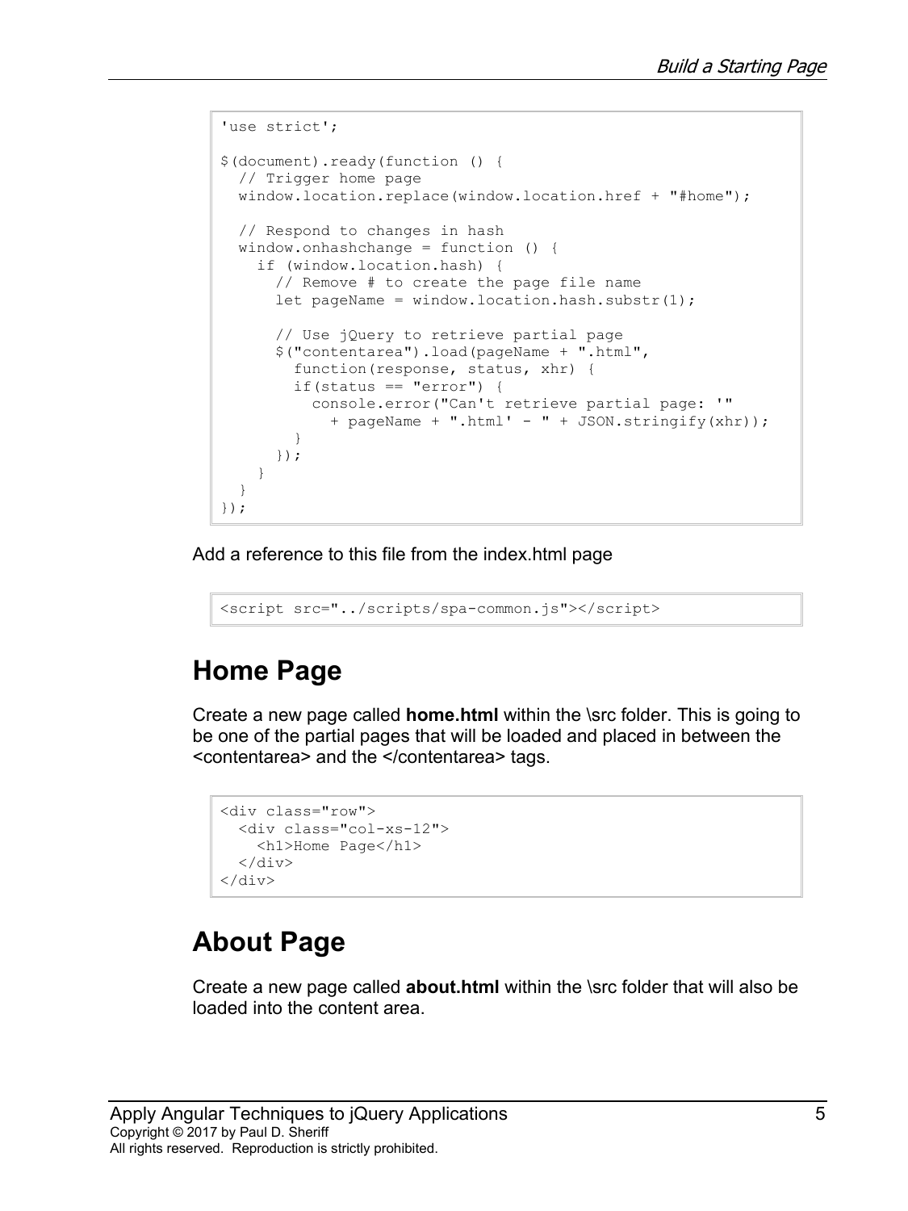```
'use strict';

$(document).ready(function () {
  // Trigger home page
  window.location.replace(window.location.href + "#home");

  // Respond to changes in hash
  window.onhashchange = function () {
    if (window.location.hash) {
      // Remove # to create the page file name
      let pageName = window.location.hash.substr(1);

      // Use jQuery to retrieve partial page
      $("contentarea").load(pageName + ".html",
        function(response, status, xhr) {
        if(status == "error") {
          console.error("Can't retrieve partial page: '"
            + pageName + ".html' - " + JSON.stringify(xhr));
        }
      });
    }
  }
});
```

Add a reference to this file from the index.html page

```
<script src="../scripts/spa-common.js"></script>
```

## Home Page

Create a new page called **home.html** within the \src folder. This is going to be one of the partial pages that will be loaded and placed in between the <contentarea> and the </contentarea> tags.

```
<div class="row">
  <div class="col-xs-12">
    <h1>Home Page</h1>
  </div>
</div>
```

## About Page

Create a new page called **about.html** within the \src folder that will also be loaded into the content area.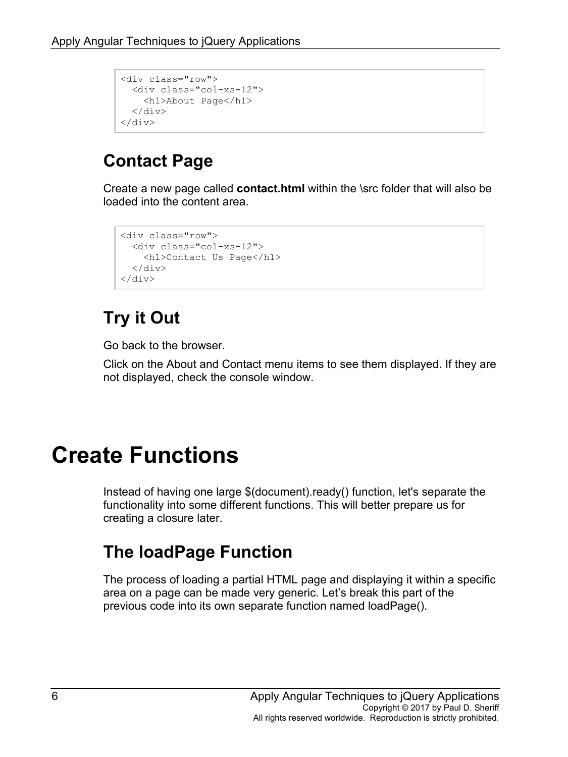```
<div class="row">
  <div class="col-xs-12">
    <h1>About Page</h1>
  </div>
</div>
```

## Contact Page

Create a new page called **contact.html** within the \src folder that will also be loaded into the content area.

```
<div class="row">
  <div class="col-xs-12">
    <h1>Contact Us Page</h1>
  </div>
</div>
```

## Try it Out

Go back to the browser.

Click on the About and Contact menu items to see them displayed. If they are not displayed, check the console window.

# Create Functions

Instead of having one large $(document).ready() function, let's separate the functionality into some different functions. This will better prepare us for creating a closure later.

## The loadPage Function

The process of loading a partial HTML page and displaying it within a specific area on a page can be made very generic. Let’s break this part of the previous code into its own separate function named loadPage().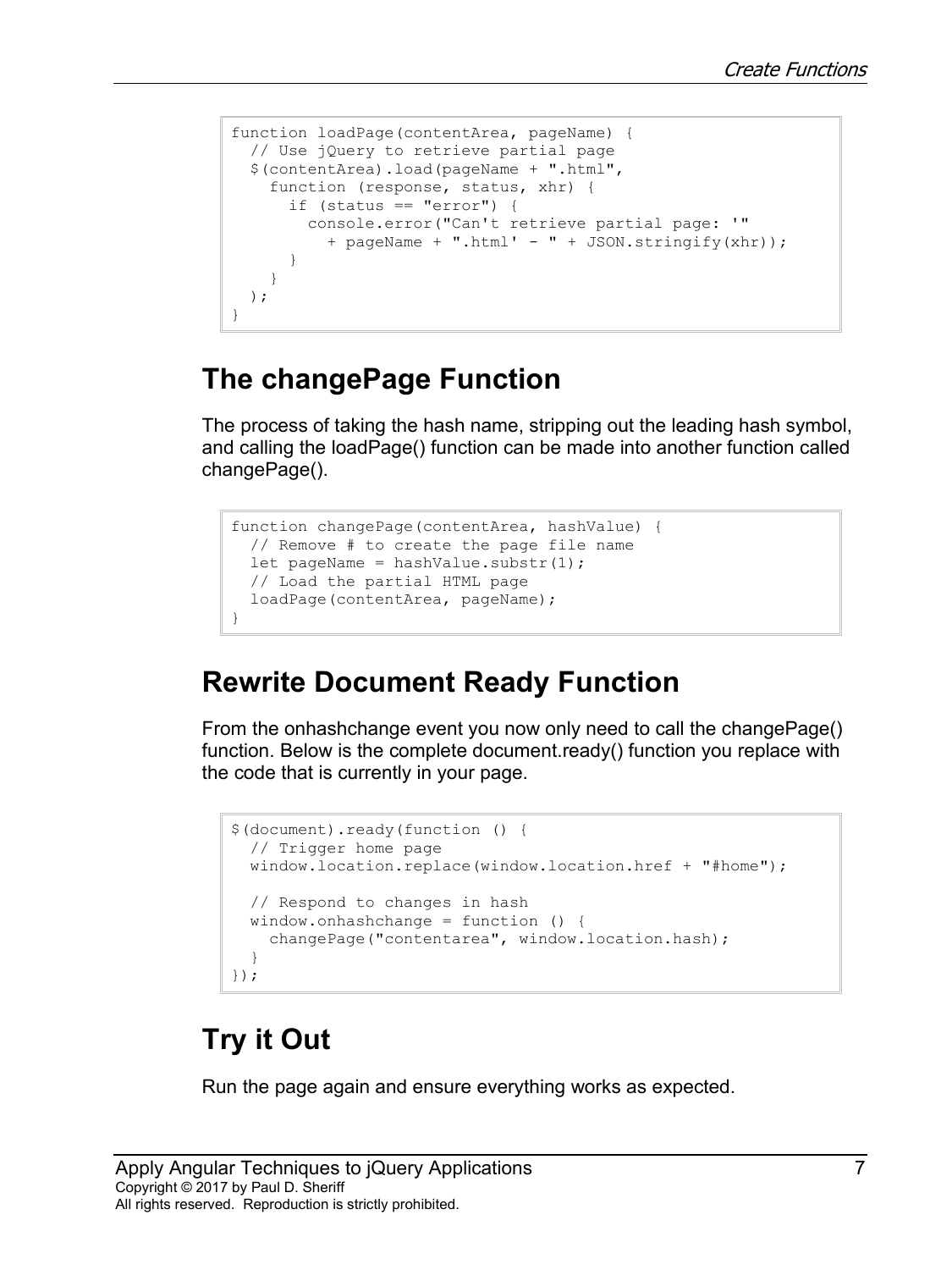```
function loadPage(contentArea, pageName) {
  // Use jQuery to retrieve partial page
  $(contentArea).load(pageName + ".html",
    function (response, status, xhr) {
      if (status == "error") {
        console.error("Can't retrieve partial page: '"
          + pageName + ".html' - " + JSON.stringify(xhr));
      }
    }
  );
}
```

## The changePage Function

The process of taking the hash name, stripping out the leading hash symbol, and calling the loadPage() function can be made into another function called changePage().

```
function changePage(contentArea, hashValue) {
  // Remove # to create the page file name
  let pageName = hashValue.substr(1);
  // Load the partial HTML page
  loadPage(contentArea, pageName);
}
```

## Rewrite Document Ready Function

From the onhashchange event you now only need to call the changePage() function. Below is the complete document.ready() function you replace with the code that is currently in your page.

```
$(document).ready(function () {
  // Trigger home page
  window.location.replace(window.location.href + "#home");

  // Respond to changes in hash
  window.onhashchange = function () {
    changePage("contentarea", window.location.hash);
  }
});
```

## Try it Out

Run the page again and ensure everything works as expected.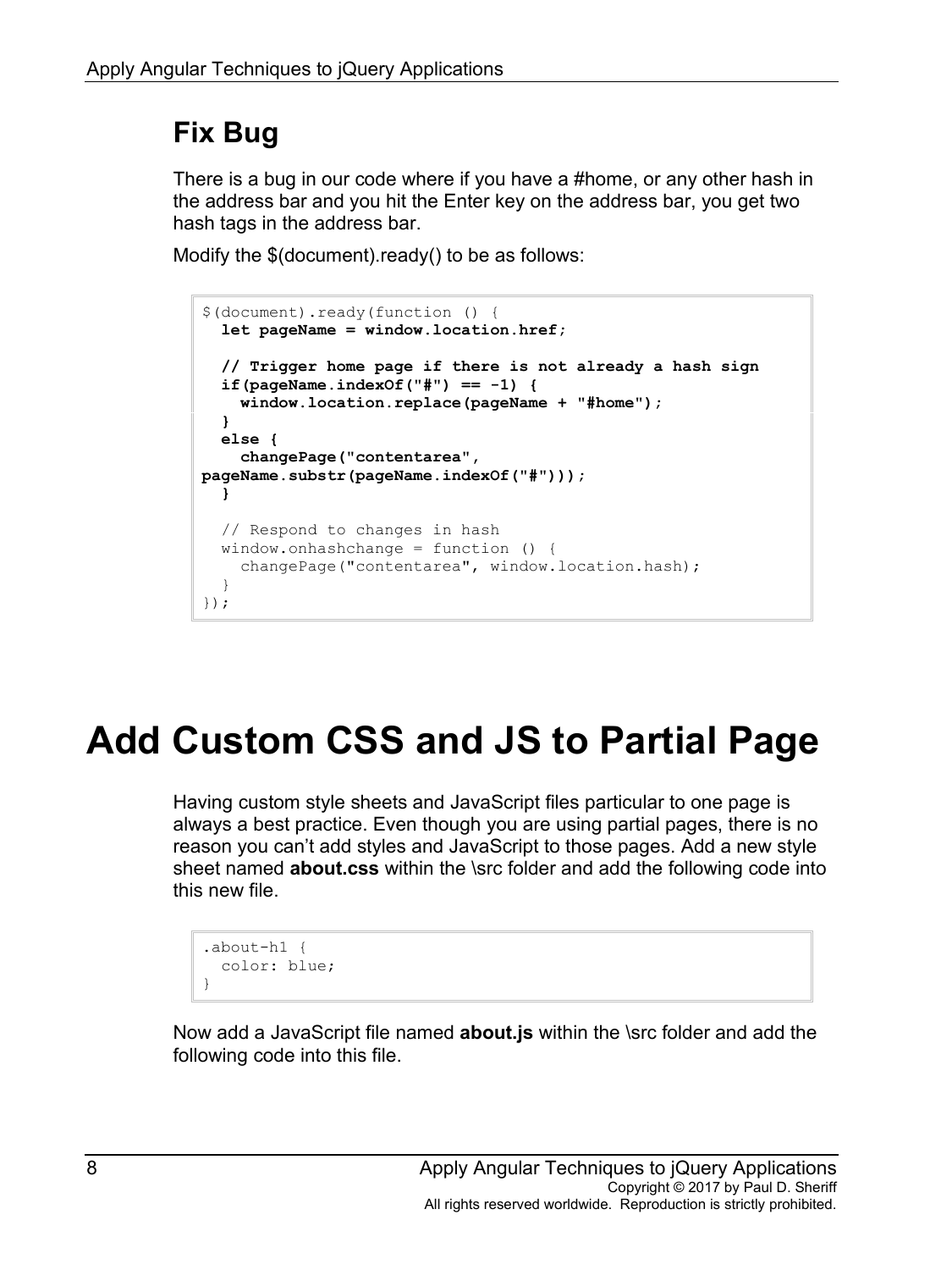## Fix Bug

There is a bug in our code where if you have a #home, or any other hash in the address bar and you hit the Enter key on the address bar, you get two hash tags in the address bar.

Modify the $(document).ready() to be as follows:

```
$(document).ready(function () {
  let pageName = window.location.href;

  // Trigger home page if there is not already a hash sign
  if(pageName.indexOf("#") == -1) {
    window.location.replace(pageName + "#home");
  }
  else {
    changePage("contentarea",
pageName.substr(pageName.indexOf("#")));
  }

  // Respond to changes in hash
  window.onhashchange = function () {
    changePage("contentarea", window.location.hash);
  }
});
```

# Add Custom CSS and JS to Partial Page

Having custom style sheets and JavaScript files particular to one page is always a best practice. Even though you are using partial pages, there is no reason you can't add styles and JavaScript to those pages. Add a new style sheet named **about.css** within the \src folder and add the following code into this new file.

```
.about-h1 {
  color: blue;
}
```

Now add a JavaScript file named **about.js** within the \src folder and add the following code into this file.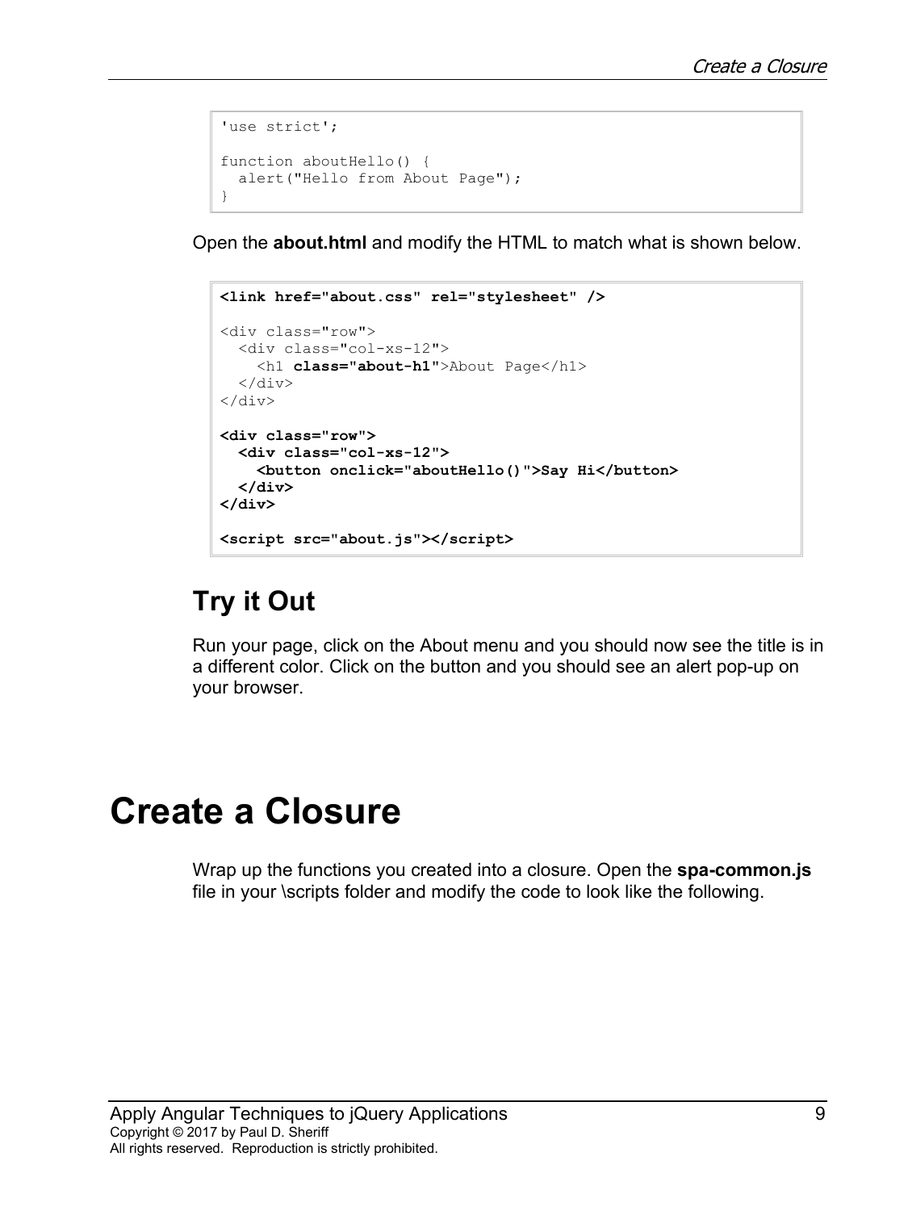```
'use strict';

function aboutHello() {
  alert("Hello from About Page");
}
```

Open the **about.html** and modify the HTML to match what is shown below.

```
<link href="about.css" rel="stylesheet" />

<div class="row">
  <div class="col-xs-12">
    <h1 class="about-h1">About Page</h1>
  </div>
</div>

<div class="row">
  <div class="col-xs-12">
    <button onclick="aboutHello()">Say Hi</button>
  </div>
</div>

<script src="about.js"></script>
```

## Try it Out

Run your page, click on the About menu and you should now see the title is in a different color. Click on the button and you should see an alert pop-up on your browser.

# Create a Closure

Wrap up the functions you created into a closure. Open the **spa-common.js** file in your \scripts folder and modify the code to look like the following.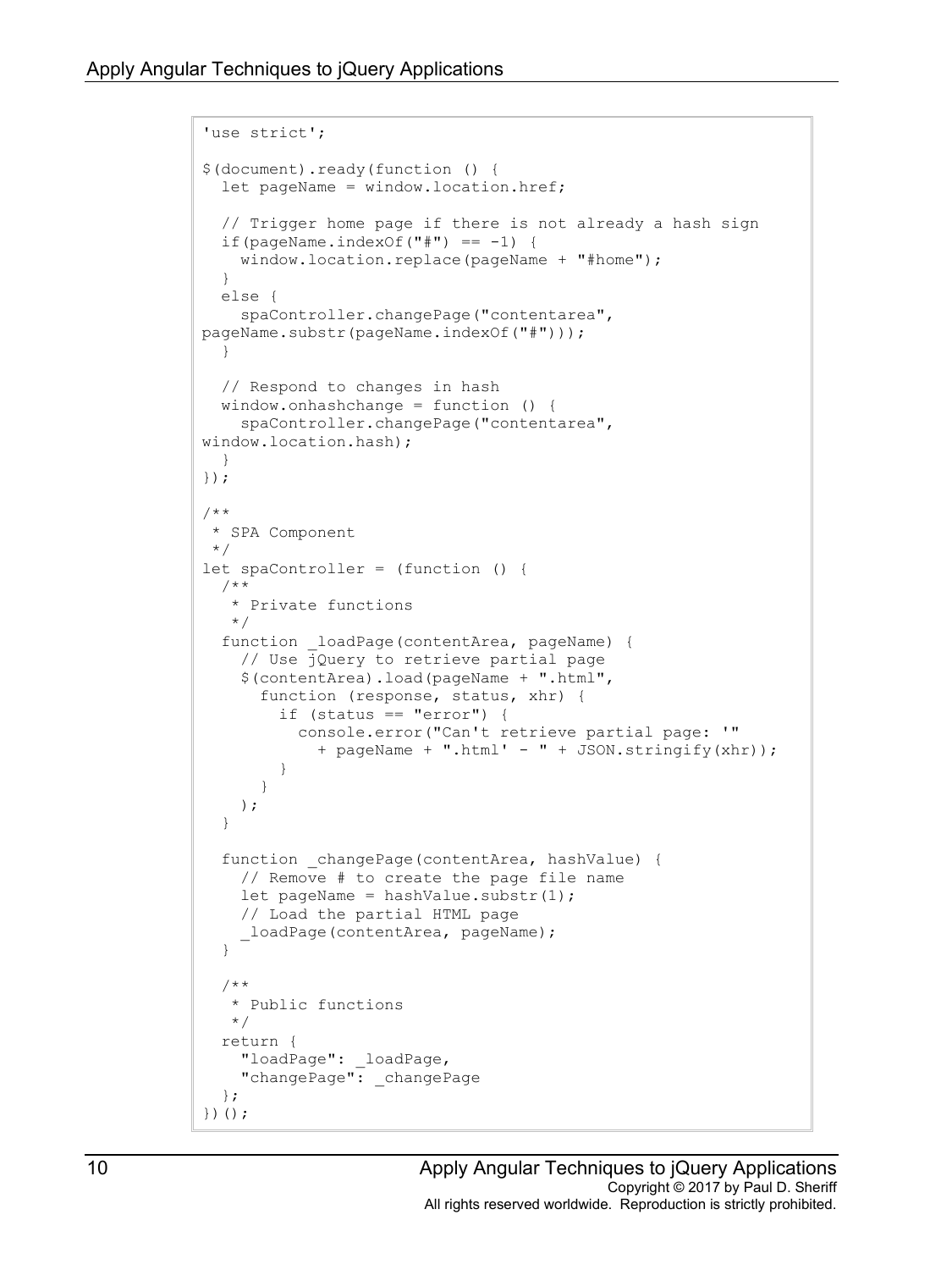```
'use strict';

$(document).ready(function () {
  let pageName = window.location.href;

  // Trigger home page if there is not already a hash sign
  if(pageName.indexOf("#") == -1) {
    window.location.replace(pageName + "#home");
  }
  else {
    spaController.changePage("contentarea",
pageName.substr(pageName.indexOf("#")));
  }

  // Respond to changes in hash
  window.onhashchange = function () {
    spaController.changePage("contentarea",
window.location.hash);
  }
});

/**
 * SPA Component
 */
let spaController = (function () {
  /**
   * Private functions
   */
  function _loadPage(contentArea, pageName) {
    // Use jQuery to retrieve partial page
    $(contentArea).load(pageName + ".html",
      function (response, status, xhr) {
        if (status == "error") {
          console.error("Can't retrieve partial page: '"
            + pageName + ".html' - " + JSON.stringify(xhr));
        }
      }
    );
  }

  function _changePage(contentArea, hashValue) {
    // Remove # to create the page file name
    let pageName = hashValue.substr(1);
    // Load the partial HTML page
    _loadPage(contentArea, pageName);
  }

  /**
   * Public functions
   */
  return {
    "loadPage": _loadPage,
    "changePage": _changePage
  };
})();
```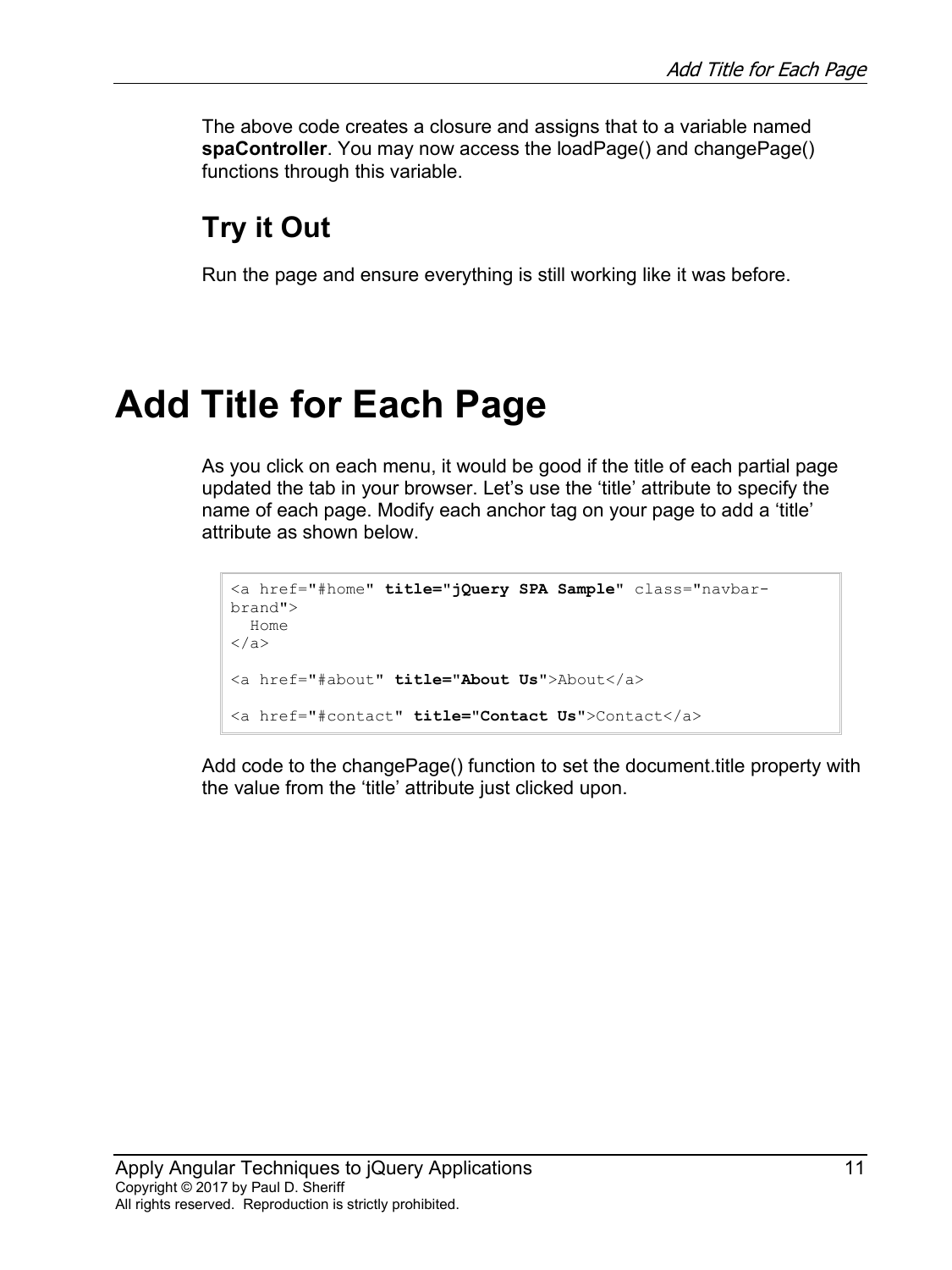The above code creates a closure and assigns that to a variable named **spaController**. You may now access the loadPage() and changePage() functions through this variable.

## Try it Out

Run the page and ensure everything is still working like it was before.

# Add Title for Each Page

As you click on each menu, it would be good if the title of each partial page updated the tab in your browser. Let's use the 'title' attribute to specify the name of each page. Modify each anchor tag on your page to add a 'title' attribute as shown below.

```
<a href="#home" title="jQuery SPA Sample" class="navbar-brand">
  Home
</a>

<a href="#about" title="About Us">About</a>

<a href="#contact" title="Contact Us">Contact</a>
```

Add code to the changePage() function to set the document.title property with the value from the 'title' attribute just clicked upon.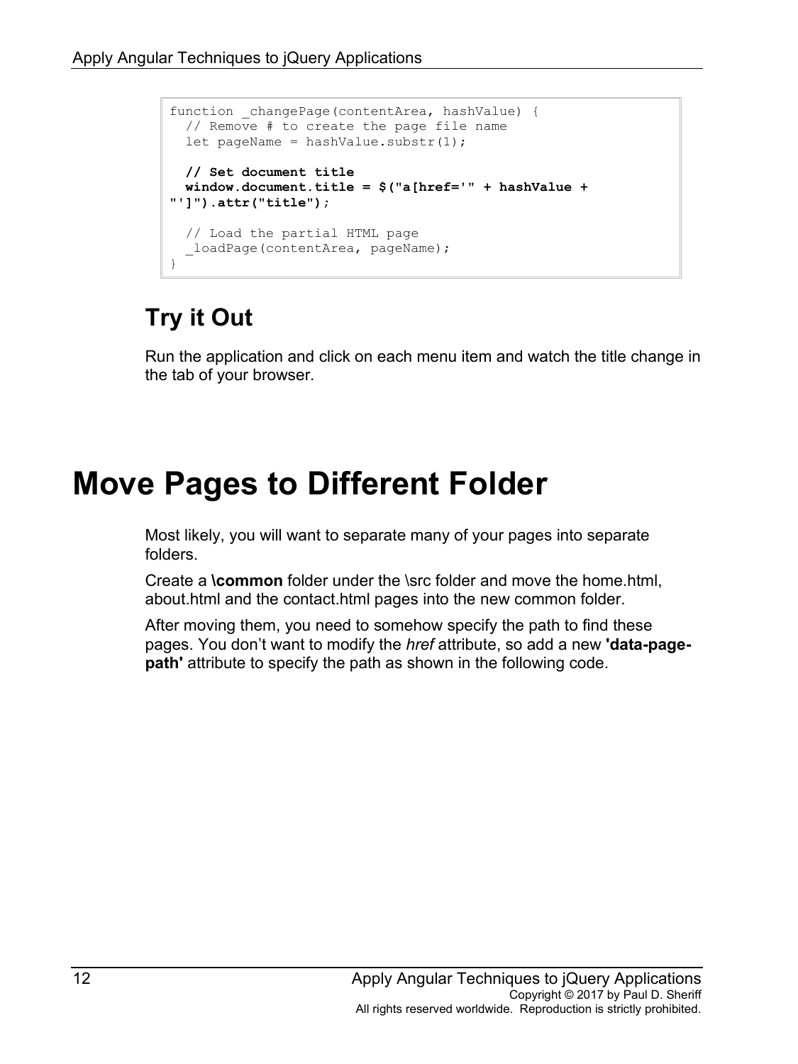```
function _changePage(contentArea, hashValue) {
  // Remove # to create the page file name
  let pageName = hashValue.substr(1);

  // Set document title
  window.document.title = $("a[href='" + hashValue +
"']").attr("title");

  // Load the partial HTML page
  _loadPage(contentArea, pageName);
}
```

## Try it Out

Run the application and click on each menu item and watch the title change in the tab of your browser.

# Move Pages to Different Folder

Most likely, you will want to separate many of your pages into separate folders.

Create a **\common** folder under the \src folder and move the home.html, about.html and the contact.html pages into the new common folder.

After moving them, you need to somehow specify the path to find these pages. You don't want to modify the *href* attribute, so add a new **'data-page-path'** attribute to specify the path as shown in the following code.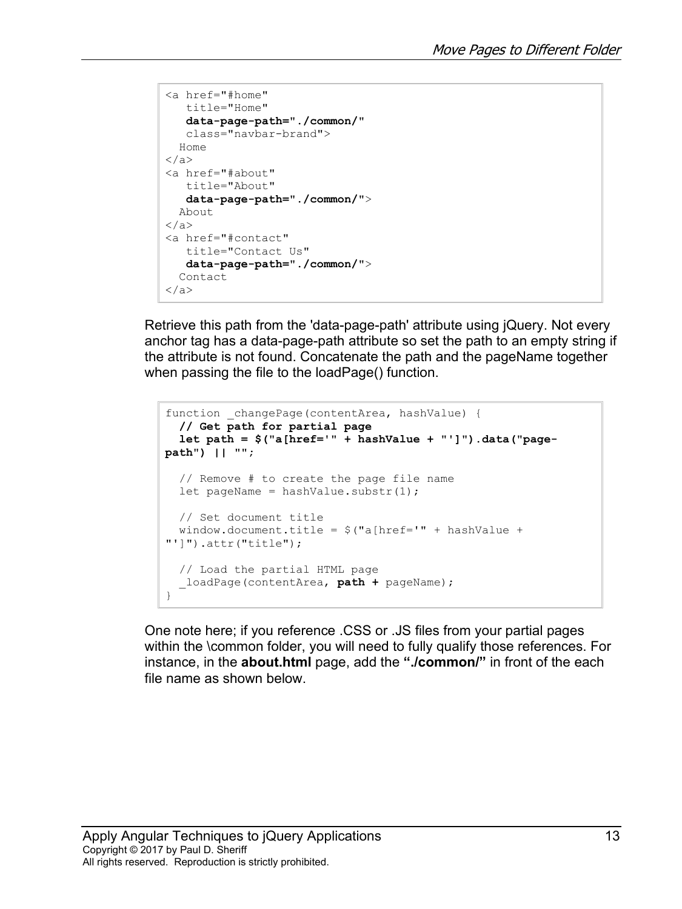```
<a href="#home"
   title="Home"
   data-page-path="./common/"
   class="navbar-brand">
  Home
</a>
<a href="#about"
   title="About"
   data-page-path="./common/">
  About
</a>
<a href="#contact"
   title="Contact Us"
   data-page-path="./common/">
  Contact
</a>
```

Retrieve this path from the 'data-page-path' attribute using jQuery. Not every anchor tag has a data-page-path attribute so set the path to an empty string if the attribute is not found. Concatenate the path and the pageName together when passing the file to the loadPage() function.

```
function _changePage(contentArea, hashValue) {
  // Get path for partial page
  let path = $("a[href='" + hashValue + "']").data("page-path") || "";

  // Remove # to create the page file name
  let pageName = hashValue.substr(1);

  // Set document title
  window.document.title = $("a[href='" + hashValue +
"']").attr("title");

  // Load the partial HTML page
  _loadPage(contentArea, path + pageName);
}
```

One note here; if you reference .CSS or .JS files from your partial pages within the \common folder, you will need to fully qualify those references. For instance, in the **about.html** page, add the **"./common/"** in front of the each file name as shown below.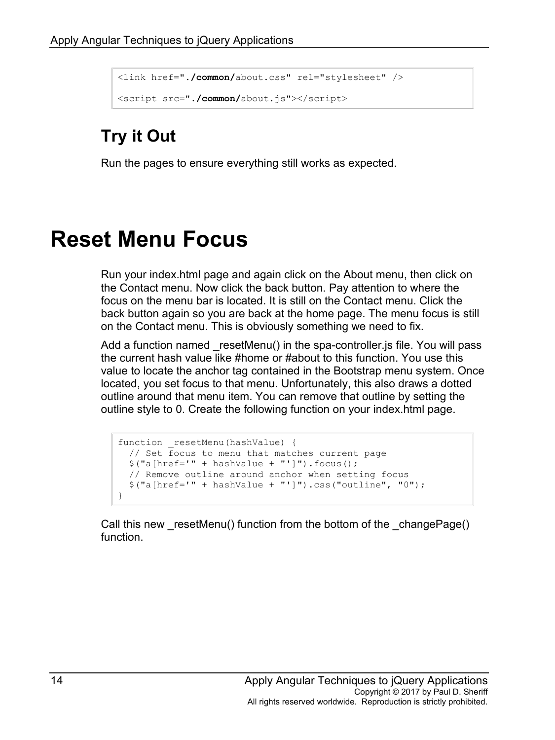```
<link href="./common/about.css" rel="stylesheet" />

<script src="./common/about.js"></script>
```

## Try it Out

Run the pages to ensure everything still works as expected.

# Reset Menu Focus

Run your index.html page and again click on the About menu, then click on the Contact menu. Now click the back button. Pay attention to where the focus on the menu bar is located. It is still on the Contact menu. Click the back button again so you are back at the home page. The menu focus is still on the Contact menu. This is obviously something we need to fix.

Add a function named _resetMenu() in the spa-controller.js file. You will pass the current hash value like #home or #about to this function. You use this value to locate the anchor tag contained in the Bootstrap menu system. Once located, you set focus to that menu. Unfortunately, this also draws a dotted outline around that menu item. You can remove that outline by setting the outline style to 0. Create the following function on your index.html page.

```
function _resetMenu(hashValue) {
  // Set focus to menu that matches current page
  $("a[href='" + hashValue + "']").focus();
  // Remove outline around anchor when setting focus
  $("a[href='" + hashValue + "']").css("outline", "0");
}
```

Call this new _resetMenu() function from the bottom of the _changePage() function.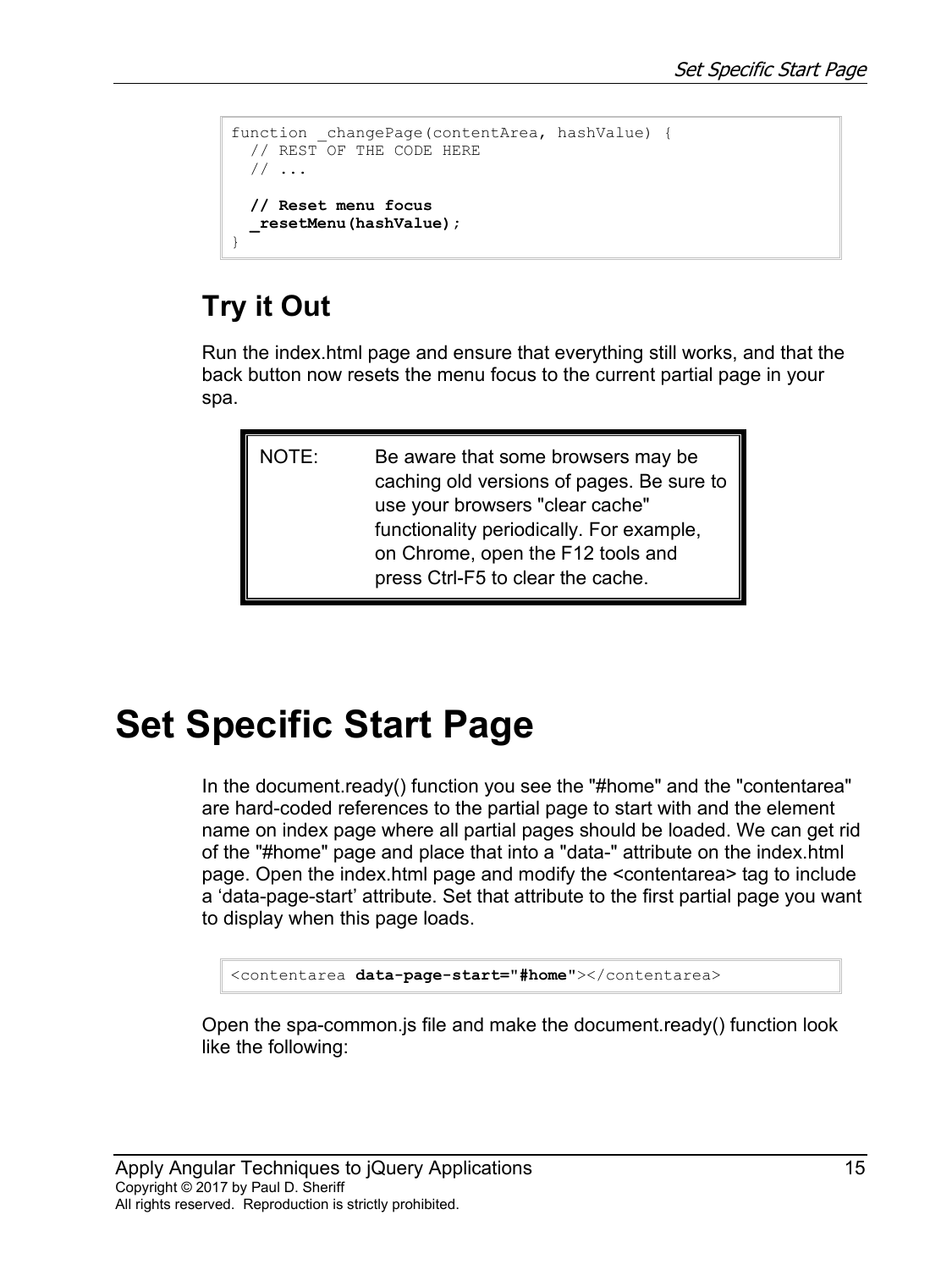```
function _changePage(contentArea, hashValue) {
  // REST OF THE CODE HERE
  // ...

  // Reset menu focus
  _resetMenu(hashValue);
}
```

## Try it Out

Run the index.html page and ensure that everything still works, and that the back button now resets the menu focus to the current partial page in your spa.

| NOTE: | Be aware that some browsers may be caching old versions of pages. Be sure to use your browsers "clear cache" functionality periodically. For example, on Chrome, open the F12 tools and press Ctrl-F5 to clear the cache. |
|---|---|

# Set Specific Start Page

In the document.ready() function you see the "#home" and the "contentarea" are hard-coded references to the partial page to start with and the element name on index page where all partial pages should be loaded. We can get rid of the "#home" page and place that into a "data-" attribute on the index.html page. Open the index.html page and modify the <contentarea> tag to include a 'data-page-start' attribute. Set that attribute to the first partial page you want to display when this page loads.

```
<contentarea data-page-start="#home"></contentarea>
```

Open the spa-common.js file and make the document.ready() function look like the following: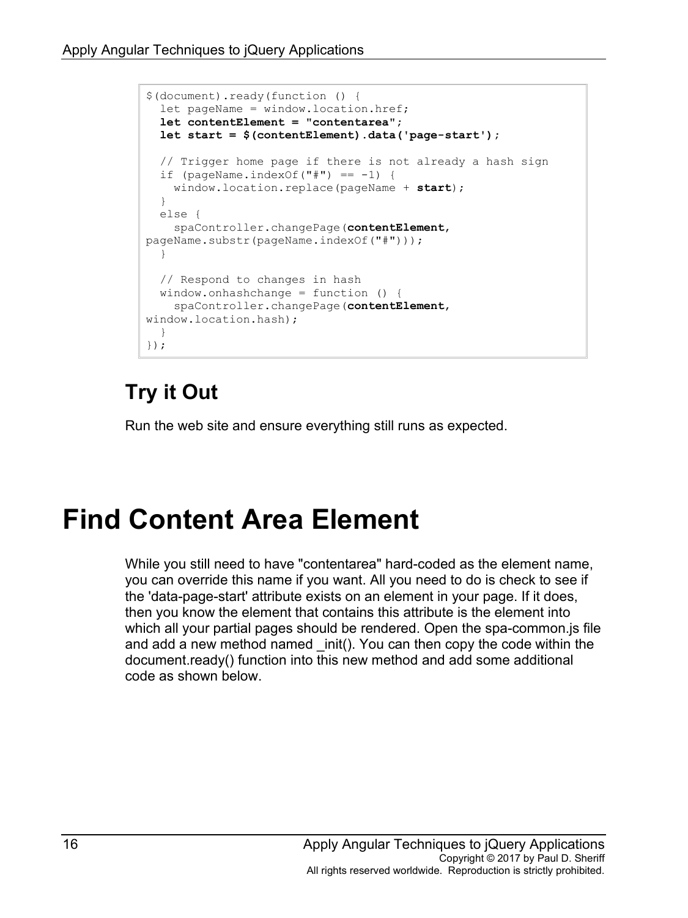```
$(document).ready(function () {
  let pageName = window.location.href;
  let contentElement = "contentarea";
  let start = $(contentElement).data('page-start');

  // Trigger home page if there is not already a hash sign
  if (pageName.indexOf("#") == -1) {
    window.location.replace(pageName + start);
  }
  else {
    spaController.changePage(contentElement,
pageName.substr(pageName.indexOf("#")));
  }

  // Respond to changes in hash
  window.onhashchange = function () {
    spaController.changePage(contentElement,
window.location.hash);
  }
});
```

## Try it Out

Run the web site and ensure everything still runs as expected.

# Find Content Area Element

While you still need to have "contentarea" hard-coded as the element name, you can override this name if you want. All you need to do is check to see if the 'data-page-start' attribute exists on an element in your page. If it does, then you know the element that contains this attribute is the element into which all your partial pages should be rendered. Open the spa-common.js file and add a new method named _init(). You can then copy the code within the document.ready() function into this new method and add some additional code as shown below.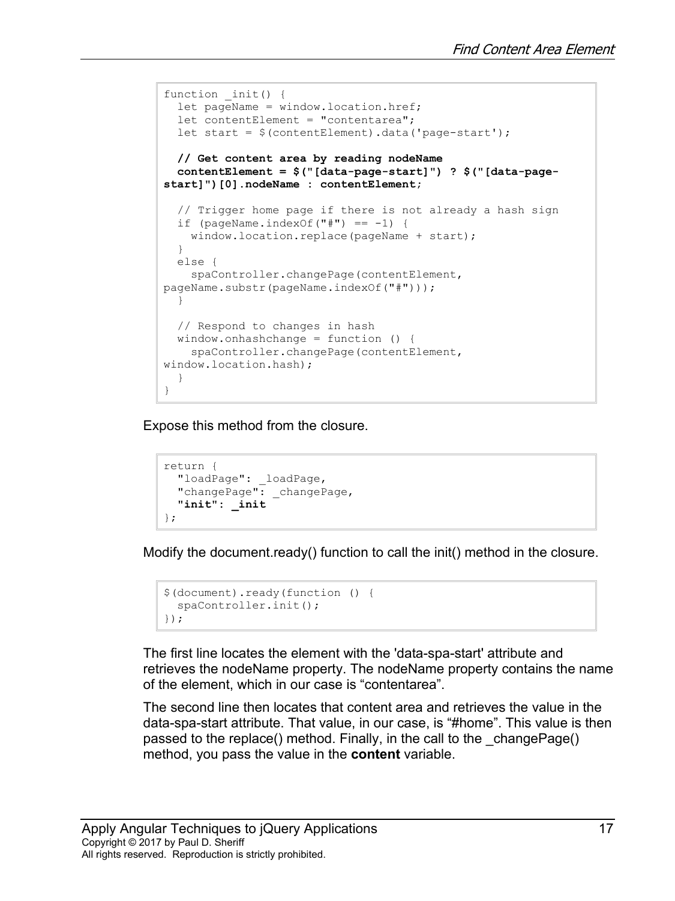```
function _init() {
  let pageName = window.location.href;
  let contentElement = "contentarea";
  let start = $(contentElement).data('page-start');

  // Get content area by reading nodeName
  contentElement = $("[data-page-start]") ? $("[data-page-
start]")[0].nodeName : contentElement;

  // Trigger home page if there is not already a hash sign
  if (pageName.indexOf("#") == -1) {
    window.location.replace(pageName + start);
  }
  else {
    spaController.changePage(contentElement,
pageName.substr(pageName.indexOf("#")));
  }

  // Respond to changes in hash
  window.onhashchange = function () {
    spaController.changePage(contentElement,
window.location.hash);
  }
}
```

Expose this method from the closure.

```
return {
  "loadPage": _loadPage,
  "changePage": _changePage,
  "init": _init
};
```

Modify the document.ready() function to call the init() method in the closure.

```
$(document).ready(function () {
  spaController.init();
});
```

The first line locates the element with the 'data-spa-start' attribute and retrieves the nodeName property. The nodeName property contains the name of the element, which in our case is "contentarea".

The second line then locates that content area and retrieves the value in the data-spa-start attribute. That value, in our case, is "#home". This value is then passed to the replace() method. Finally, in the call to the _changePage() method, you pass the value in the **content** variable.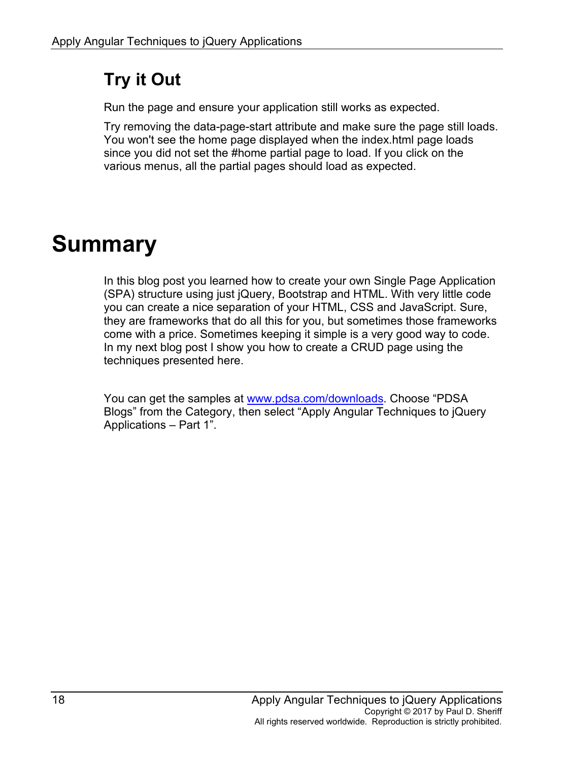## Try it Out

Run the page and ensure your application still works as expected.

Try removing the data-page-start attribute and make sure the page still loads. You won't see the home page displayed when the index.html page loads since you did not set the #home partial page to load. If you click on the various menus, all the partial pages should load as expected.

# Summary

In this blog post you learned how to create your own Single Page Application (SPA) structure using just jQuery, Bootstrap and HTML. With very little code you can create a nice separation of your HTML, CSS and JavaScript. Sure, they are frameworks that do all this for you, but sometimes those frameworks come with a price. Sometimes keeping it simple is a very good way to code. In my next blog post I show you how to create a CRUD page using the techniques presented here.

You can get the samples at [www.pdsa.com/downloads](www.pdsa.com/downloads). Choose “PDSA Blogs” from the Category, then select “Apply Angular Techniques to jQuery Applications – Part 1”.